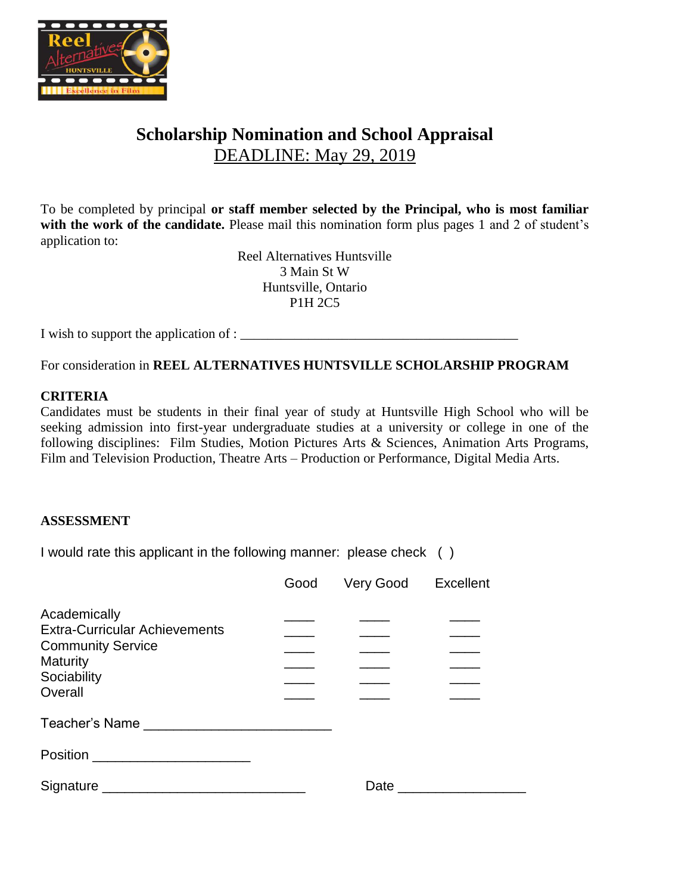# Scholarship Nomination and School Appraisal

DEADLINE: May 29, 2019

To be completed by principal **or staff member selected by the Principal, who is most familiar with the work of the candidate.** Please mail this nomination form plus pages 1 and 2 of student's application to:

Reel Alternatives Huntsville
3 Main St W
Huntsville, Ontario
P1H 2C5

I wish to support the application of : ________________________________________

For consideration in **REEL ALTERNATIVES HUNTSVILLE SCHOLARSHIP PROGRAM**

**CRITERIA**

Candidates must be students in their final year of study at Huntsville High School who will be seeking admission into first-year undergraduate studies at a university or college in one of the following disciplines: Film Studies, Motion Pictures Arts & Sciences, Animation Arts Programs, Film and Television Production, Theatre Arts – Production or Performance, Digital Media Arts.

**ASSESSMENT**

I would rate this applicant in the following manner: please check ( )

| | Good | Very Good | Excellent |
|---|---|---|---|
| Academically | ____ | ____ | ____ |
| Extra-Curricular Achievements | ____ | ____ | ____ |
| Community Service | ____ | ____ | ____ |
| Maturity | ____ | ____ | ____ |
| Sociability | ____ | ____ | ____ |
| Overall | ____ | ____ | ____ |

Teacher's Name ________________________

Position ____________________

Signature __________________________ Date ________________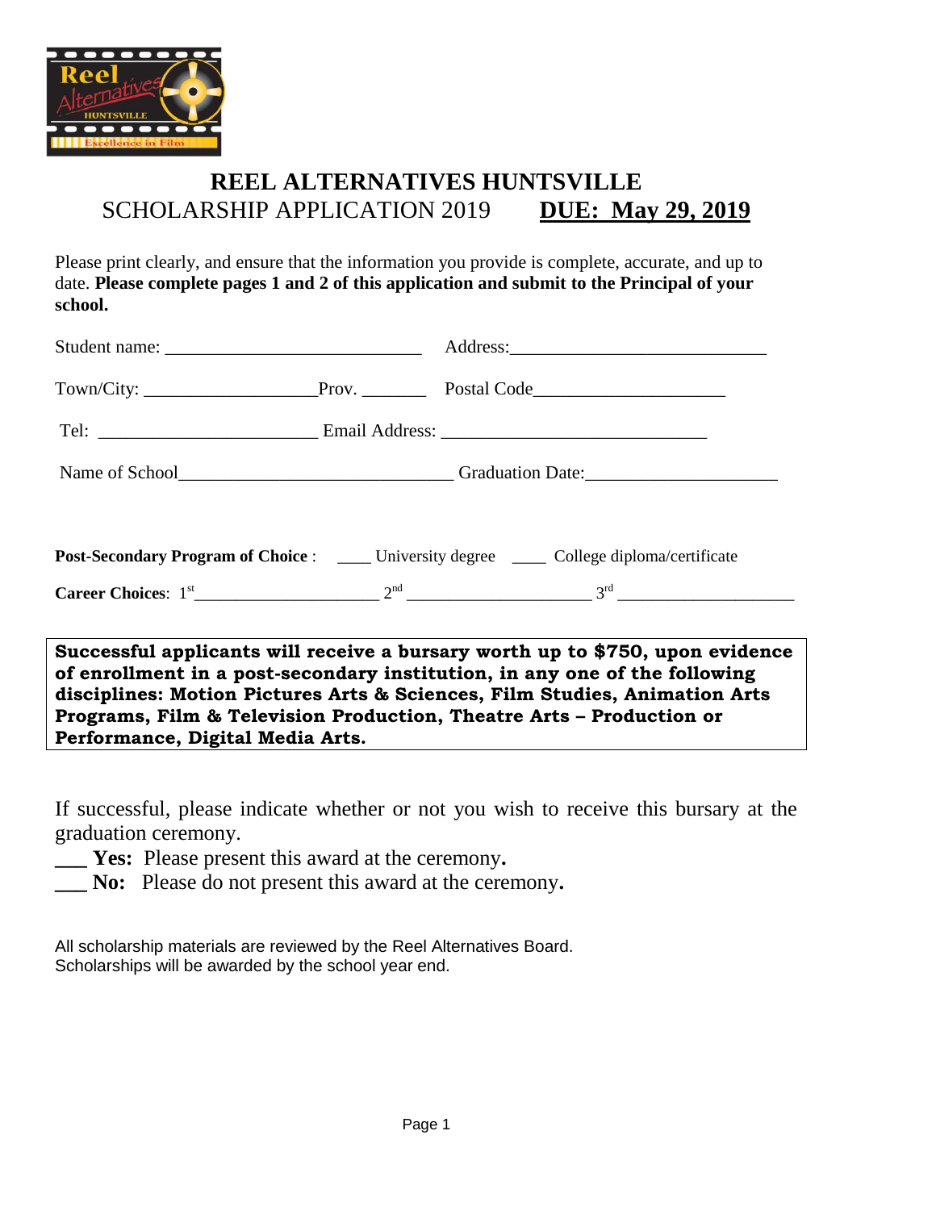# REEL ALTERNATIVES HUNTSVILLE

## SCHOLARSHIP APPLICATION 2019 **DUE: May 29, 2019**

Please print clearly, and ensure that the information you provide is complete, accurate, and up to date. **Please complete pages 1 and 2 of this application and submit to the Principal of your school.**

Student name: ____________________________ Address:____________________________

Town/City: ___________________Prov. _______ Postal Code_____________________

Tel: ________________________ Email Address: _____________________________

Name of School______________________________ Graduation Date:_____________________

**Post-Secondary Program of Choice** : ____ University degree ____ College diploma/certificate

**Career Choices**: 1st_____________________ 2nd _____________________ 3rd ____________________

**Successful applicants will receive a bursary worth up to $750, upon evidence of enrollment in a post-secondary institution, in any one of the following disciplines: Motion Pictures Arts & Sciences, Film Studies, Animation Arts Programs, Film & Television Production, Theatre Arts – Production or Performance, Digital Media Arts.**

If successful, please indicate whether or not you wish to receive this bursary at the graduation ceremony.

**___ Yes:** Please present this award at the ceremony**.**

**___ No:** Please do not present this award at the ceremony**.**

All scholarship materials are reviewed by the Reel Alternatives Board.
Scholarships will be awarded by the school year end.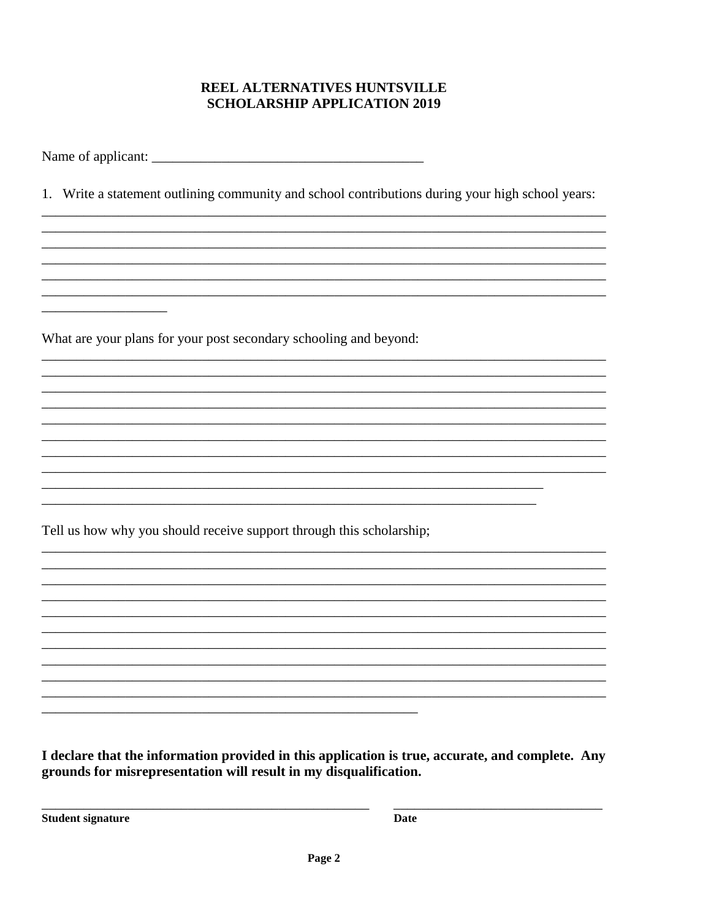**REEL ALTERNATIVES HUNTSVILLE**
**SCHOLARSHIP APPLICATION 2019**

Name of applicant: ______________________________________

1. Write a statement outlining community and school contributions during your high school years:

________________________________________________________________________________
________________________________________________________________________________
________________________________________________________________________________
________________________________________________________________________________
________________________________________________________________________________
________________________________________________________________________________
__________________

What are your plans for your post secondary schooling and beyond:

________________________________________________________________________________
________________________________________________________________________________
________________________________________________________________________________
________________________________________________________________________________
________________________________________________________________________________
________________________________________________________________________________
________________________________________________________________________________
________________________________________________________________________________
_______________________________________________________________________
______________________________________________________________________

Tell us how why you should receive support through this scholarship;

________________________________________________________________________________
________________________________________________________________________________
________________________________________________________________________________
________________________________________________________________________________
________________________________________________________________________________
________________________________________________________________________________
________________________________________________________________________________
________________________________________________________________________________
________________________________________________________________________________
________________________________________________________________________________
_____________________________________________________

**I declare that the information provided in this application is true, accurate, and complete. Any grounds for misrepresentation will result in my disqualification.**

______________________________________________ ______________________________

**Student signature** **Date**